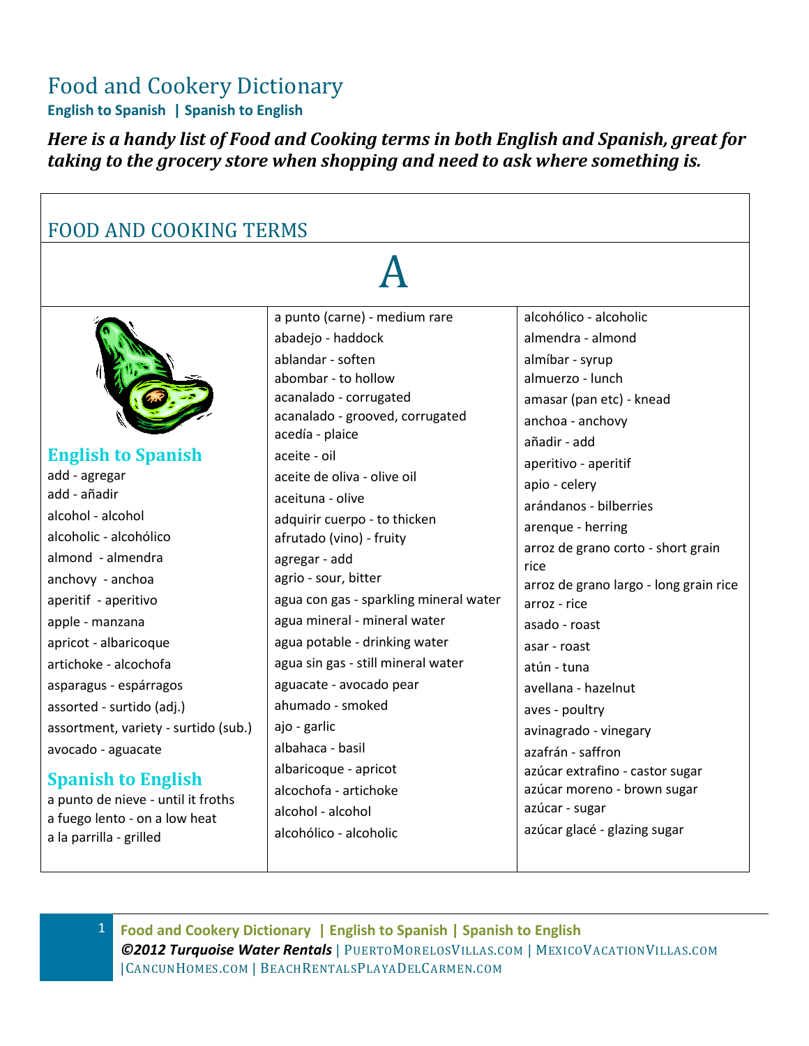# Food and Cookery Dictionary

**English to Spanish | Spanish to English**

***Here is a handy list of Food and Cooking terms in both English and Spanish, great for taking to the grocery store when shopping and need to ask where something is.***

## FOOD AND COOKING TERMS

# A

### English to Spanish

add - agregar
add - añadir
alcohol - alcohol
alcoholic - alcohólico
almond - almendra
anchovy - anchoa
aperitif - aperitivo
apple - manzana
apricot - albaricoque
artichoke - alcochofa
asparagus - espárragos
assorted - surtido (adj.)
assortment, variety - surtido (sub.)
avocado - aguacate

### Spanish to English

a punto de nieve - until it froths
a fuego lento - on a low heat
a la parrilla - grilled
a punto (carne) - medium rare
abadejo - haddock
ablandar - soften
abombar - to hollow
acanalado - corrugated
acanalado - grooved, corrugated
acedía - plaice
aceite - oil
aceite de oliva - olive oil
aceituna - olive
adquirir cuerpo - to thicken
afrutado (vino) - fruity
agregar - add
agrio - sour, bitter
agua con gas - sparkling mineral water
agua mineral - mineral water
agua potable - drinking water
agua sin gas - still mineral water
aguacate - avocado pear
ahumado - smoked
ajo - garlic
albahaca - basil
albaricoque - apricot
alcochofa - artichoke
alcohol - alcohol
alcohólico - alcoholic
alcohólico - alcoholic
almendra - almond
almíbar - syrup
almuerzo - lunch
amasar (pan etc) - knead
anchoa - anchovy
añadir - add
aperitivo - aperitif
apio - celery
arándanos - bilberries
arenque - herring
arroz de grano corto - short grain rice
arroz de grano largo - long grain rice
arroz - rice
asado - roast
asar - roast
atún - tuna
avellana - hazelnut
aves - poultry
avinagrado - vinegary
azafrán - saffron
azúcar extrafino - castor sugar
azúcar moreno - brown sugar
azúcar - sugar
azúcar glacé - glazing sugar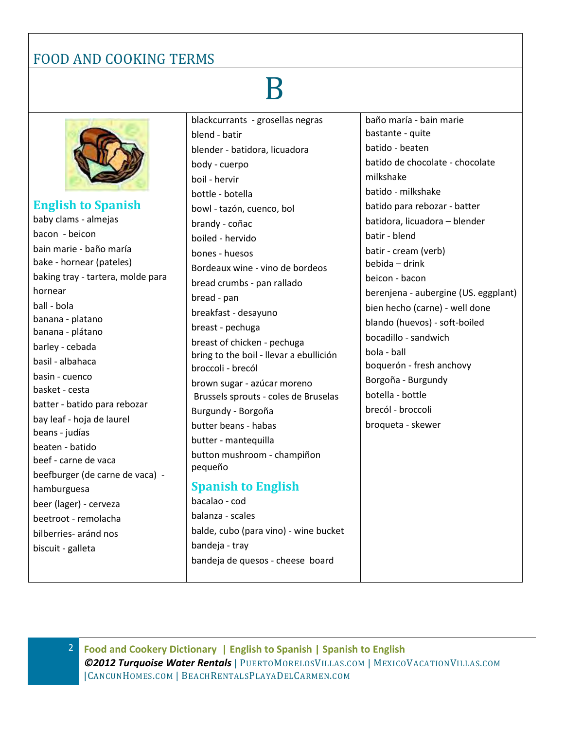# FOOD AND COOKING TERMS

# B

## English to Spanish

baby clams - almejas
bacon - beicon
bain marie - baño maría
bake - hornear (pateles)
baking tray - tartera, molde para hornear
ball - bola
banana - platano
banana - plátano
barley - cebada
basil - albahaca
basin - cuenco
basket - cesta
batter - batido para rebozar
bay leaf - hoja de laurel
beans - judías
beaten - batido
beef - carne de vaca
beefburger (de carne de vaca) - hamburguesa
beer (lager) - cerveza
beetroot - remolacha
bilberries- aránd nos
biscuit - galleta
blackcurrants - grosellas negras
blend - batir
blender - batidora, licuadora
body - cuerpo
boil - hervir
bottle - botella
bowl - tazón, cuenco, bol
brandy - coñac
boiled - hervido
bones - huesos
Bordeaux wine - vino de bordeos
bread crumbs - pan rallado
bread - pan
breakfast - desayuno
breast - pechuga
breast of chicken - pechuga
bring to the boil - llevar a ebullición
broccoli - brecól
brown sugar - azúcar moreno
Brussels sprouts - coles de Bruselas
Burgundy - Borgoña
butter beans - habas
butter - mantequilla
button mushroom - champiñon pequeño

## Spanish to English

bacalao - cod
balanza - scales
balde, cubo (para vino) - wine bucket
bandeja - tray
bandeja de quesos - cheese board
baño maría - bain marie
bastante - quite
batido - beaten
batido de chocolate - chocolate milkshake
batido - milkshake
batido para rebozar - batter
batidora, licuadora – blender
batir - blend
batir - cream (verb)
bebida – drink
beicon - bacon
berenjena - aubergine (US. eggplant)
bien hecho (carne) - well done
blando (huevos) - soft-boiled
bocadillo - sandwich
bola - ball
boquerón - fresh anchovy
Borgoña - Burgundy
botella - bottle
brecól - broccoli
broqueta - skewer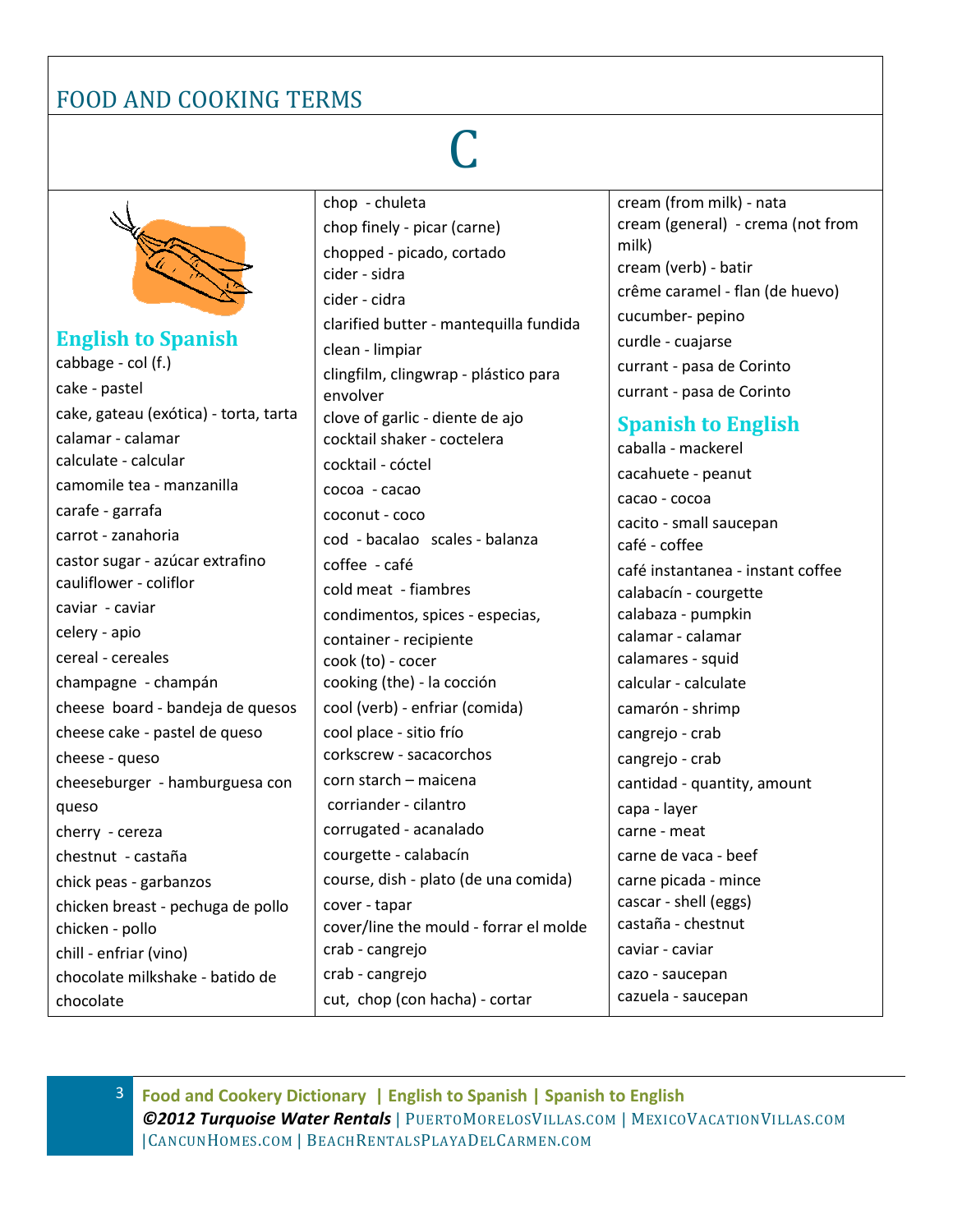# FOOD AND COOKING TERMS

# C

## English to Spanish

cabbage - col (f.)
cake - pastel
cake, gateau (exótica) - torta, tarta
calamar - calamar
calculate - calcular
camomile tea - manzanilla
carafe - garrafa
carrot - zanahoria
castor sugar - azúcar extrafino
cauliflower - coliflor
caviar - caviar
celery - apio
cereal - cereales
champagne - champán
cheese board - bandeja de quesos
cheese cake - pastel de queso
cheese - queso
cheeseburger - hamburguesa con queso
cherry - cereza
chestnut - castaña
chick peas - garbanzos
chicken breast - pechuga de pollo
chicken - pollo
chill - enfriar (vino)
chocolate milkshake - batido de chocolate
chop - chuleta
chop finely - picar (carne)
chopped - picado, cortado
cider - sidra
cider - cidra
clarified butter - mantequilla fundida
clean - limpiar
clingfilm, clingwrap - plástico para envolver
clove of garlic - diente de ajo
cocktail shaker - coctelera
cocktail - cóctel
cocoa - cacao
coconut - coco
cod - bacalao scales - balanza
coffee - café
cold meat - fiambres
condimentos, spices - especias,
container - recipiente
cook (to) - cocer
cooking (the) - la cocción
cool (verb) - enfriar (comida)
cool place - sitio frío
corkscrew - sacacorchos
corn starch – maicena
corriander - cilantro
corrugated - acanalado
courgette - calabacín
course, dish - plato (de una comida)
cover - tapar
cover/line the mould - forrar el molde
crab - cangrejo
crab - cangrejo
cut, chop (con hacha) - cortar
cream (from milk) - nata
cream (general) - crema (not from milk)
cream (verb) - batir
crême caramel - flan (de huevo)
cucumber- pepino
curdle - cuajarse
currant - pasa de Corinto
currant - pasa de Corinto

## Spanish to English

caballa - mackerel
cacahuete - peanut
cacao - cocoa
cacito - small saucepan
café - coffee
café instantanea - instant coffee
calabacín - courgette
calabaza - pumpkin
calamar - calamar
calamares - squid
calcular - calculate
camarón - shrimp
cangrejo - crab
cangrejo - crab
cantidad - quantity, amount
capa - layer
carne - meat
carne de vaca - beef
carne picada - mince
cascar - shell (eggs)
castaña - chestnut
caviar - caviar
cazo - saucepan
cazuela - saucepan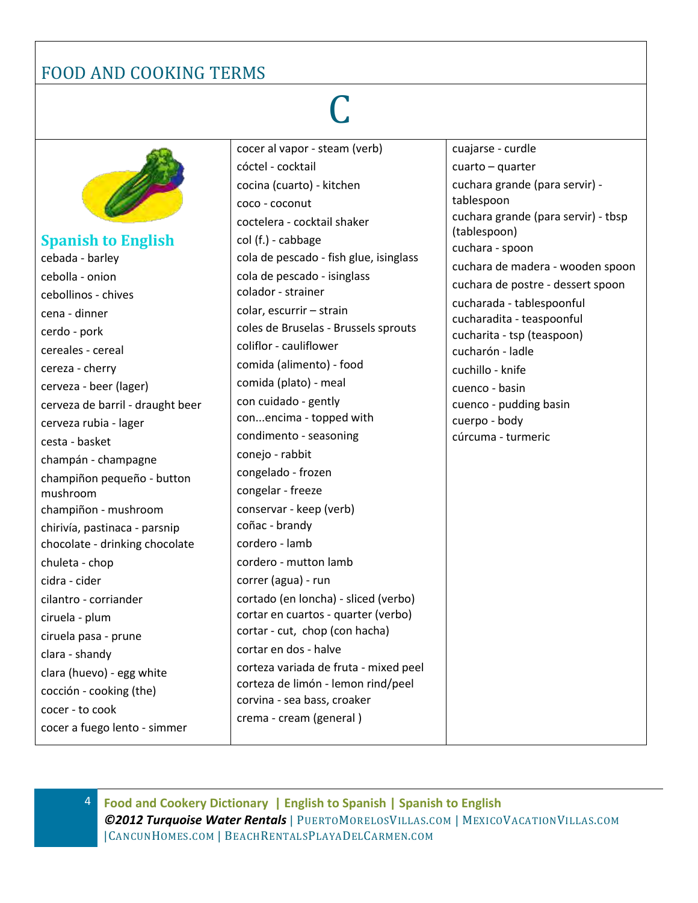# FOOD AND COOKING TERMS

# C

## Spanish to English

cebada - barley
cebolla - onion
cebollinos - chives
cena - dinner
cerdo - pork
cereales - cereal
cereza - cherry
cerveza - beer (lager)
cerveza de barril - draught beer
cerveza rubia - lager
cesta - basket
champán - champagne
champiñon pequeño - button mushroom
champiñon - mushroom
chirivía, pastinaca - parsnip
chocolate - drinking chocolate
chuleta - chop
cidra - cider
cilantro - corriander
ciruela - plum
ciruela pasa - prune
clara - shandy
clara (huevo) - egg white
cocción - cooking (the)
cocer - to cook
cocer a fuego lento - simmer
cocer al vapor - steam (verb)
cóctel - cocktail
cocina (cuarto) - kitchen
coco - coconut
coctelera - cocktail shaker
col (f.) - cabbage
cola de pescado - fish glue, isinglass
cola de pescado - isinglass
colador - strainer
colar, escurrir – strain
coles de Bruselas - Brussels sprouts
coliflor - cauliflower
comida (alimento) - food
comida (plato) - meal
con cuidado - gently
con...encima - topped with
condimento - seasoning
conejo - rabbit
congelado - frozen
congelar - freeze
conservar - keep (verb)
coñac - brandy
cordero - lamb
cordero - mutton lamb
correr (agua) - run
cortado (en loncha) - sliced (verbo)
cortar en cuartos - quarter (verbo)
cortar - cut, chop (con hacha)
cortar en dos - halve
corteza variada de fruta - mixed peel
corteza de limón - lemon rind/peel
corvina - sea bass, croaker
crema - cream (general )
cuajarse - curdle
cuarto – quarter
cuchara grande (para servir) - tablespoon
cuchara grande (para servir) - tbsp (tablespoon)
cuchara - spoon
cuchara de madera - wooden spoon
cuchara de postre - dessert spoon
cucharada - tablespoonful
cucharadita - teaspoonful
cucharita - tsp (teaspoon)
cucharón - ladle
cuchillo - knife
cuenco - basin
cuenco - pudding basin
cuerpo - body
cúrcuma - turmeric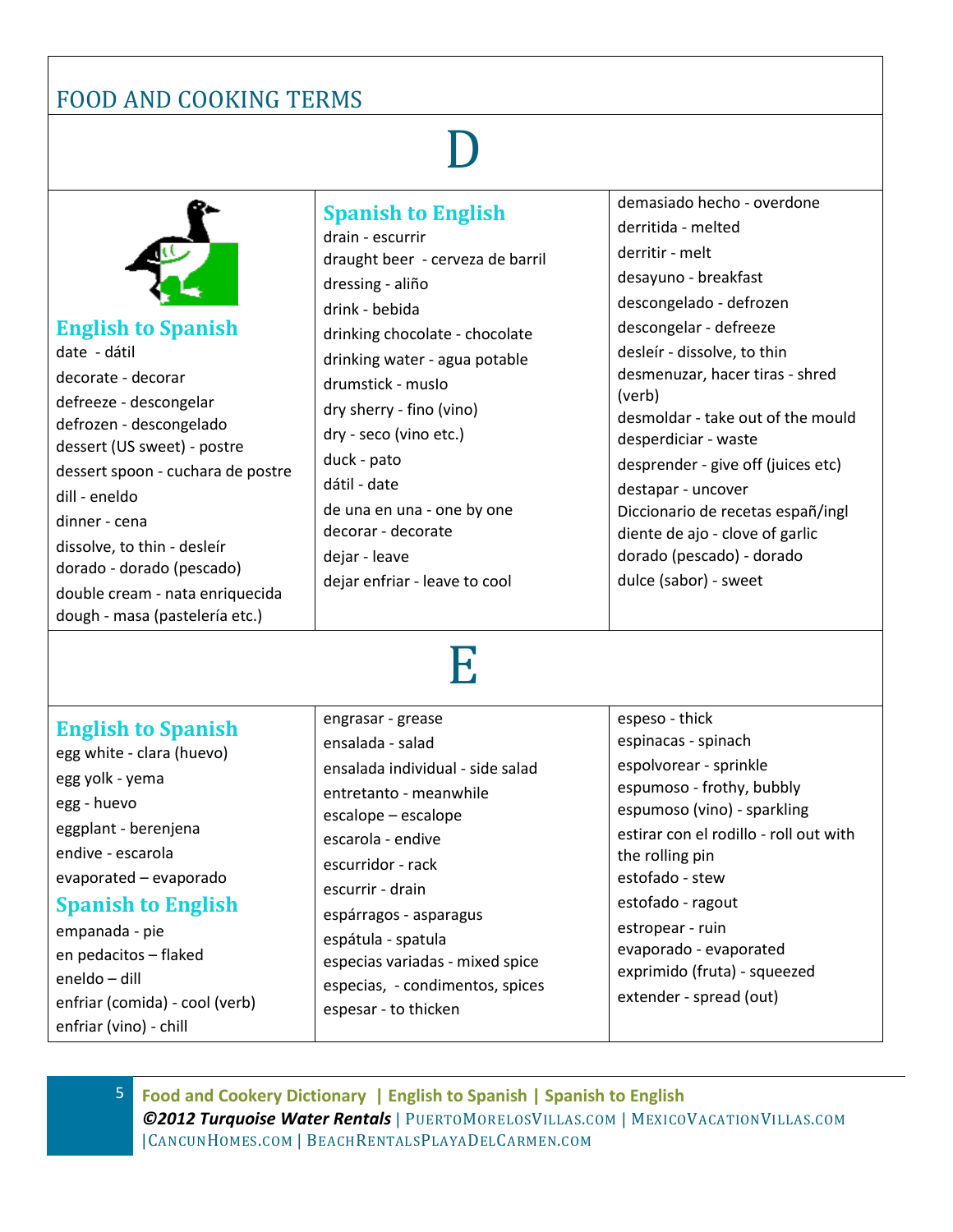## FOOD AND COOKING TERMS

# D

### English to Spanish

date - dátil
decorate - decorar
defreeze - descongelar
defrozen - descongelado
dessert (US sweet) - postre
dessert spoon - cuchara de postre
dill - eneldo
dinner - cena
dissolve, to thin - desleír
dorado - dorado (pescado)
double cream - nata enriquecida
dough - masa (pastelería etc.)

### Spanish to English

drain - escurrir
draught beer - cerveza de barril
dressing - aliño
drink - bebida
drinking chocolate - chocolate
drinking water - agua potable
drumstick - muslo
dry sherry - fino (vino)
dry - seco (vino etc.)
duck - pato
dátil - date
de una en una - one by one
decorar - decorate
dejar - leave
dejar enfriar - leave to cool
demasiado hecho - overdone
derritida - melted
derritir - melt
desayuno - breakfast
descongelado - defrozen
descongelar - defreeze
desleír - dissolve, to thin
desmenuzar, hacer tiras - shred (verb)
desmoldar - take out of the mould
desperdiciar - waste
desprender - give off (juices etc)
destapar - uncover
Diccionario de recetas españ/ingl
diente de ajo - clove of garlic
dorado (pescado) - dorado
dulce (sabor) - sweet

# E

### English to Spanish

egg white - clara (huevo)
egg yolk - yema
egg - huevo
eggplant - berenjena
endive - escarola
evaporated – evaporado

### Spanish to English

empanada - pie
en pedacitos – flaked
eneldo – dill
enfriar (comida) - cool (verb)
enfriar (vino) - chill
engrasar - grease
ensalada - salad
ensalada individual - side salad
entretanto - meanwhile
escalope – escalope
escarola - endive
escurridor - rack
escurrir - drain
espárragos - asparagus
espátula - spatula
especias variadas - mixed spice
especias, - condimentos, spices
espesar - to thicken
espeso - thick
espinacas - spinach
espolvorear - sprinkle
espumoso - frothy, bubbly
espumoso (vino) - sparkling
estirar con el rodillo - roll out with the rolling pin
estofado - stew
estofado - ragout
estropear - ruin
evaporado - evaporated
exprimido (fruta) - squeezed
extender - spread (out)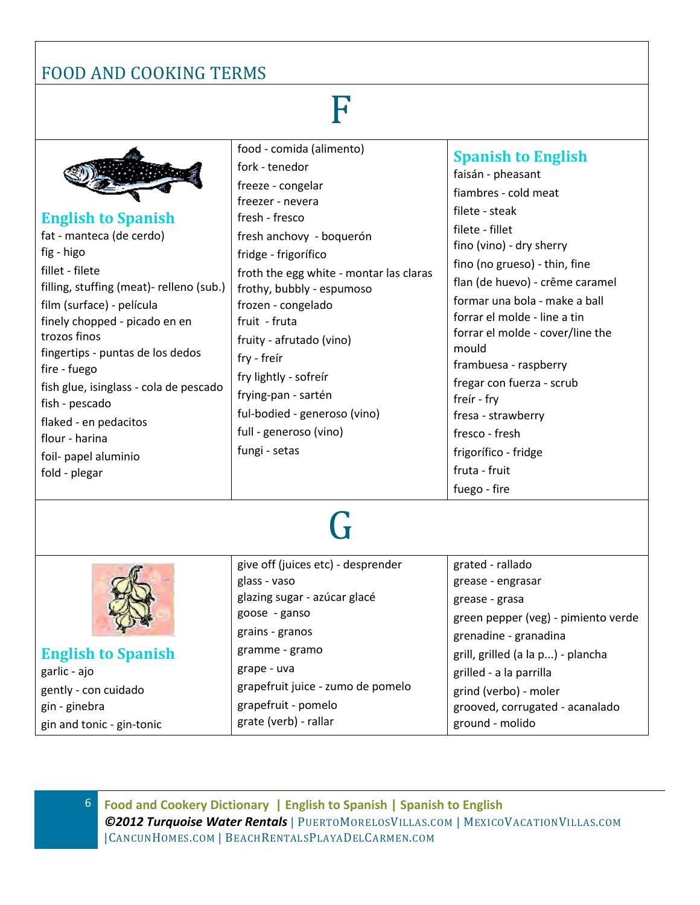# FOOD AND COOKING TERMS

## F

### English to Spanish

fat - manteca (de cerdo)
fig - higo
fillet - filete
filling, stuffing (meat)- relleno (sub.)
film (surface) - película
finely chopped - picado en en trozos finos
fingertips - puntas de los dedos
fire - fuego
fish glue, isinglass - cola de pescado
fish - pescado
flaked - en pedacitos
flour - harina
foil- papel aluminio
fold - plegar
food - comida (alimento)
fork - tenedor
freeze - congelar
freezer - nevera
fresh - fresco
fresh anchovy - boquerón
fridge - frigorífico
froth the egg white - montar las claras
frothy, bubbly - espumoso
frozen - congelado
fruit - fruta
fruity - afrutado (vino)
fry - freír
fry lightly - sofreír
frying-pan - sartén
ful-bodied - generoso (vino)
full - generoso (vino)
fungi - setas

### Spanish to English

faisán - pheasant
fiambres - cold meat
filete - steak
filete - fillet
fino (vino) - dry sherry
fino (no grueso) - thin, fine
flan (de huevo) - crême caramel
formar una bola - make a ball
forrar el molde - line a tin
forrar el molde - cover/line the mould
frambuesa - raspberry
fregar con fuerza - scrub
freír - fry
fresa - strawberry
fresco - fresh
frigorífico - fridge
fruta - fruit
fuego - fire

## G

### English to Spanish

garlic - ajo
gently - con cuidado
gin - ginebra
gin and tonic - gin-tonic
give off (juices etc) - desprender
glass - vaso
glazing sugar - azúcar glacé
goose - ganso
grains - granos
gramme - gramo
grape - uva
grapefruit juice - zumo de pomelo
grapefruit - pomelo
grate (verb) - rallar
grated - rallado
grease - engrasar
grease - grasa
green pepper (veg) - pimiento verde
grenadine - granadina
grill, grilled (a la p...) - plancha
grilled - a la parrilla
grind (verbo) - moler
grooved, corrugated - acanalado
ground - molido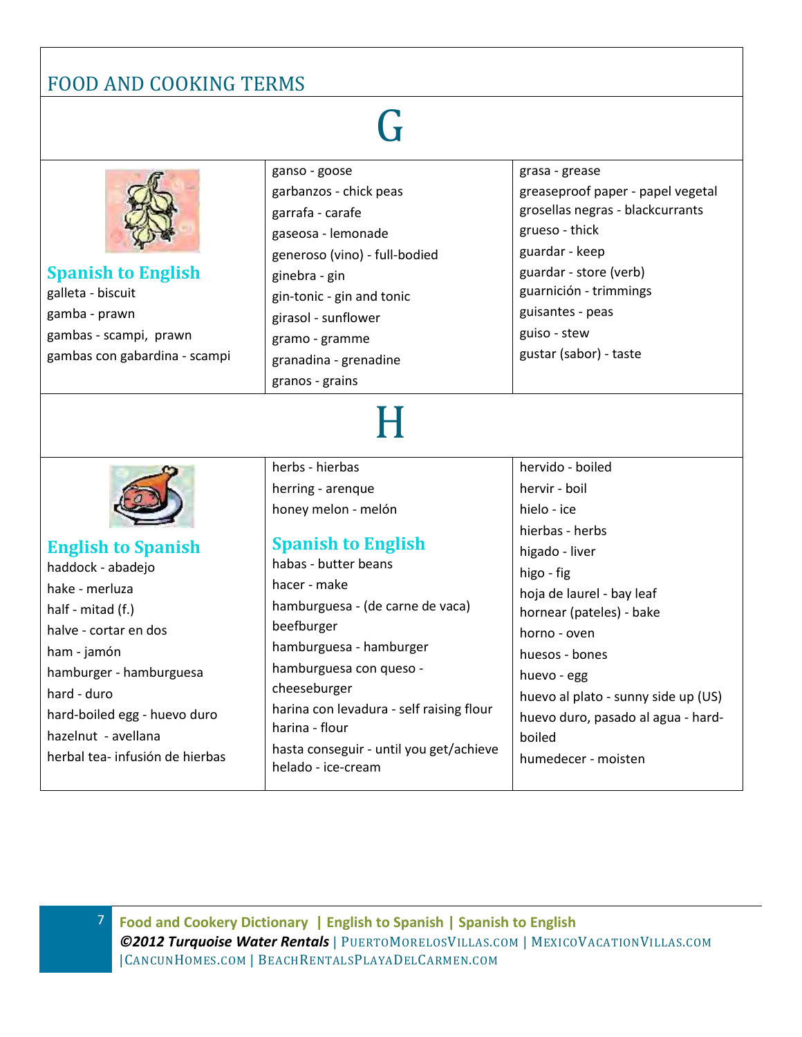# FOOD AND COOKING TERMS

## G

### Spanish to English

galleta - biscuit
gamba - prawn
gambas - scampi, prawn
gambas con gabardina - scampi
ganso - goose
garbanzos - chick peas
garrafa - carafe
gaseosa - lemonade
generoso (vino) - full-bodied
ginebra - gin
gin-tonic - gin and tonic
girasol - sunflower
gramo - gramme
granadina - grenadine
granos - grains
grasa - grease
greaseproof paper - papel vegetal
grosellas negras - blackcurrants
grueso - thick
guardar - keep
guardar - store (verb)
guarnición - trimmings
guisantes - peas
guiso - stew
gustar (sabor) - taste

## H

### English to Spanish

haddock - abadejo
hake - merluza
half - mitad (f.)
halve - cortar en dos
ham - jamón
hamburger - hamburguesa
hard - duro
hard-boiled egg - huevo duro
hazelnut - avellana
herbal tea- infusión de hierbas
herbs - hierbas
herring - arenque
honey melon - melón

### Spanish to English

habas - butter beans
hacer - make
hamburguesa - (de carne de vaca) beefburger
hamburguesa - hamburger
hamburguesa con queso - cheeseburger
harina con levadura - self raising flour
harina - flour
hasta conseguir - until you get/achieve
helado - ice-cream
hervido - boiled
hervir - boil
hielo - ice
hierbas - herbs
higado - liver
higo - fig
hoja de laurel - bay leaf
hornear (pateles) - bake
horno - oven
huesos - bones
huevo - egg
huevo al plato - sunny side up (US)
huevo duro, pasado al agua - hard-boiled
humedecer - moisten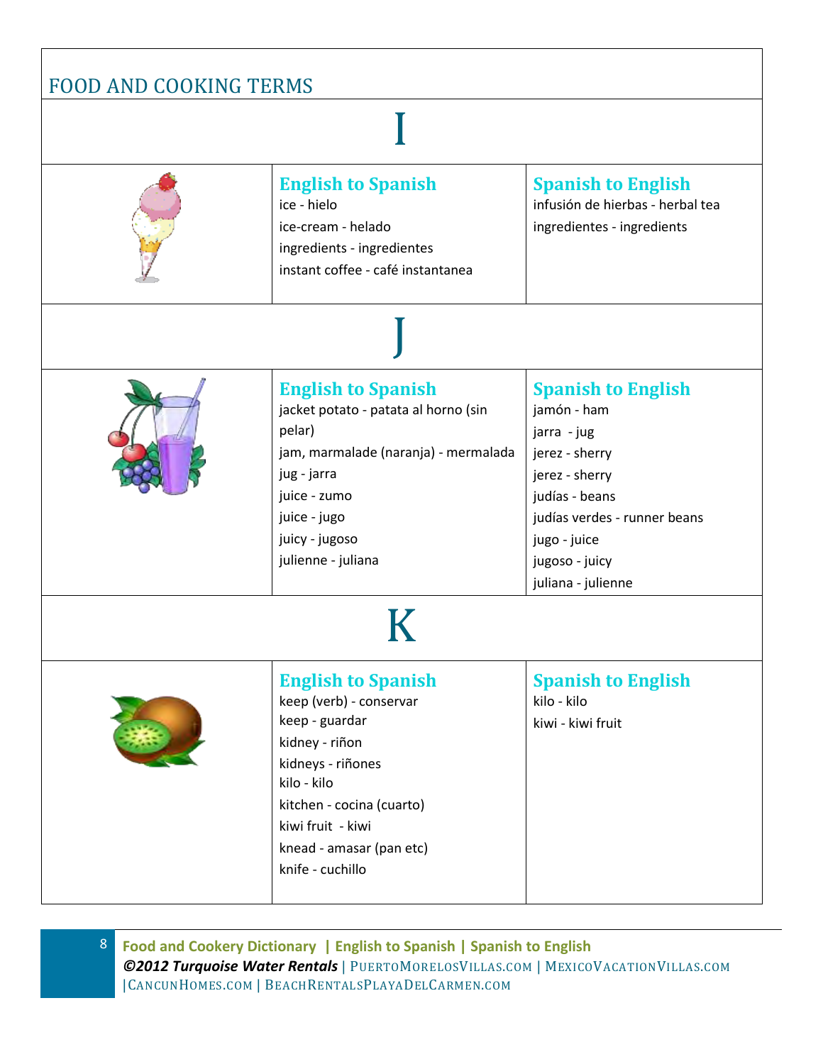## FOOD AND COOKING TERMS

# I

### English to Spanish

ice - hielo
ice-cream - helado
ingredients - ingredientes
instant coffee - café instantanea

### Spanish to English

infusión de hierbas - herbal tea
ingredientes - ingredients

# J

### English to Spanish

jacket potato - patata al horno (sin pelar)
jam, marmalade (naranja) - mermalada
jug - jarra
juice - zumo
juice - jugo
juicy - jugoso
julienne - juliana

### Spanish to English

jamón - ham
jarra - jug
jerez - sherry
jerez - sherry
judías - beans
judías verdes - runner beans
jugo - juice
jugoso - juicy
juliana - julienne

# K

### English to Spanish

keep (verb) - conservar
keep - guardar
kidney - riñon
kidneys - riñones
kilo - kilo
kitchen - cocina (cuarto)
kiwi fruit - kiwi
knead - amasar (pan etc)
knife - cuchillo

### Spanish to English

kilo - kilo
kiwi - kiwi fruit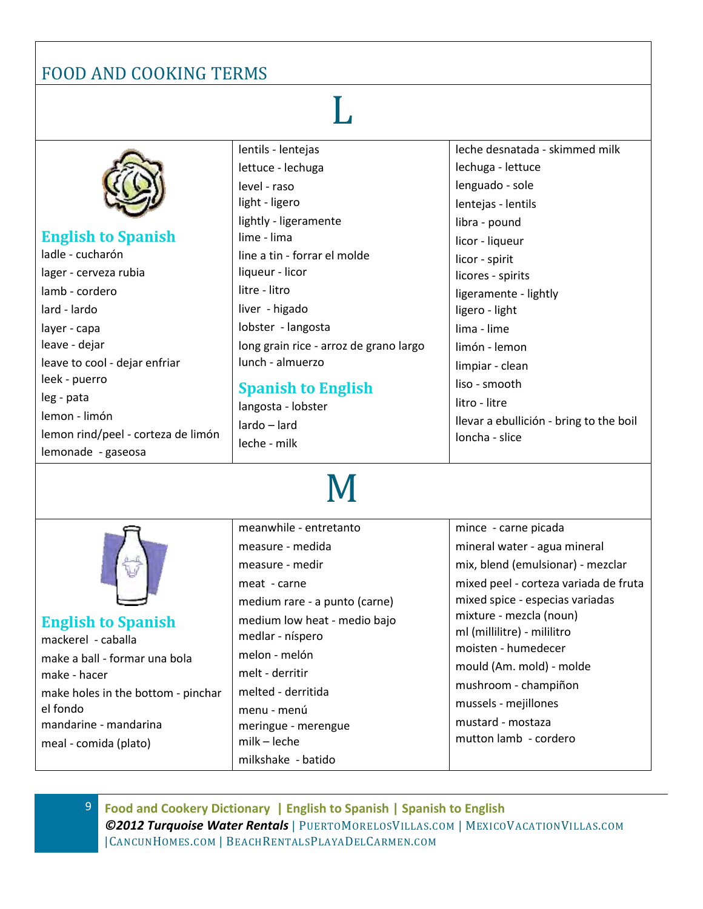# FOOD AND COOKING TERMS

## L

### English to Spanish

ladle - cucharón
lager - cerveza rubia
lamb - cordero
lard - lardo
layer - capa
leave - dejar
leave to cool - dejar enfriar
leek - puerro
leg - pata
lemon - limón
lemon rind/peel - corteza de limón
lemonade - gaseosa
lentils - lentejas
lettuce - lechuga
level - raso
light - ligero
lightly - ligeramente
lime - lima
line a tin - forrar el molde
liqueur - licor
litre - litro
liver - higado
lobster - langosta
long grain rice - arroz de grano largo
lunch - almuerzo

### Spanish to English

langosta - lobster
lardo – lard
leche - milk
leche desnatada - skimmed milk
lechuga - lettuce
lenguado - sole
lentejas - lentils
libra - pound
licor - liqueur
licor - spirit
licores - spirits
ligeramente - lightly
ligero - light
lima - lime
limón - lemon
limpiar - clean
liso - smooth
litro - litre
llevar a ebullición - bring to the boil
loncha - slice

## M

### English to Spanish

mackerel - caballa
make a ball - formar una bola
make - hacer
make holes in the bottom - pinchar el fondo
mandarine - mandarina
meal - comida (plato)
meanwhile - entretanto
measure - medida
measure - medir
meat - carne
medium rare - a punto (carne)
medium low heat - medio bajo
medlar - níspero
melon - melón
melt - derritir
melted - derritida
menu - menú
meringue - merengue
milk – leche
milkshake - batido
mince - carne picada
mineral water - agua mineral
mix, blend (emulsionar) - mezclar
mixed peel - corteza variada de fruta
mixed spice - especias variadas
mixture - mezcla (noun)
ml (millilitre) - mililitro
moisten - humedecer
mould (Am. mold) - molde
mushroom - champiñon
mussels - mejillones
mustard - mostaza
mutton lamb - cordero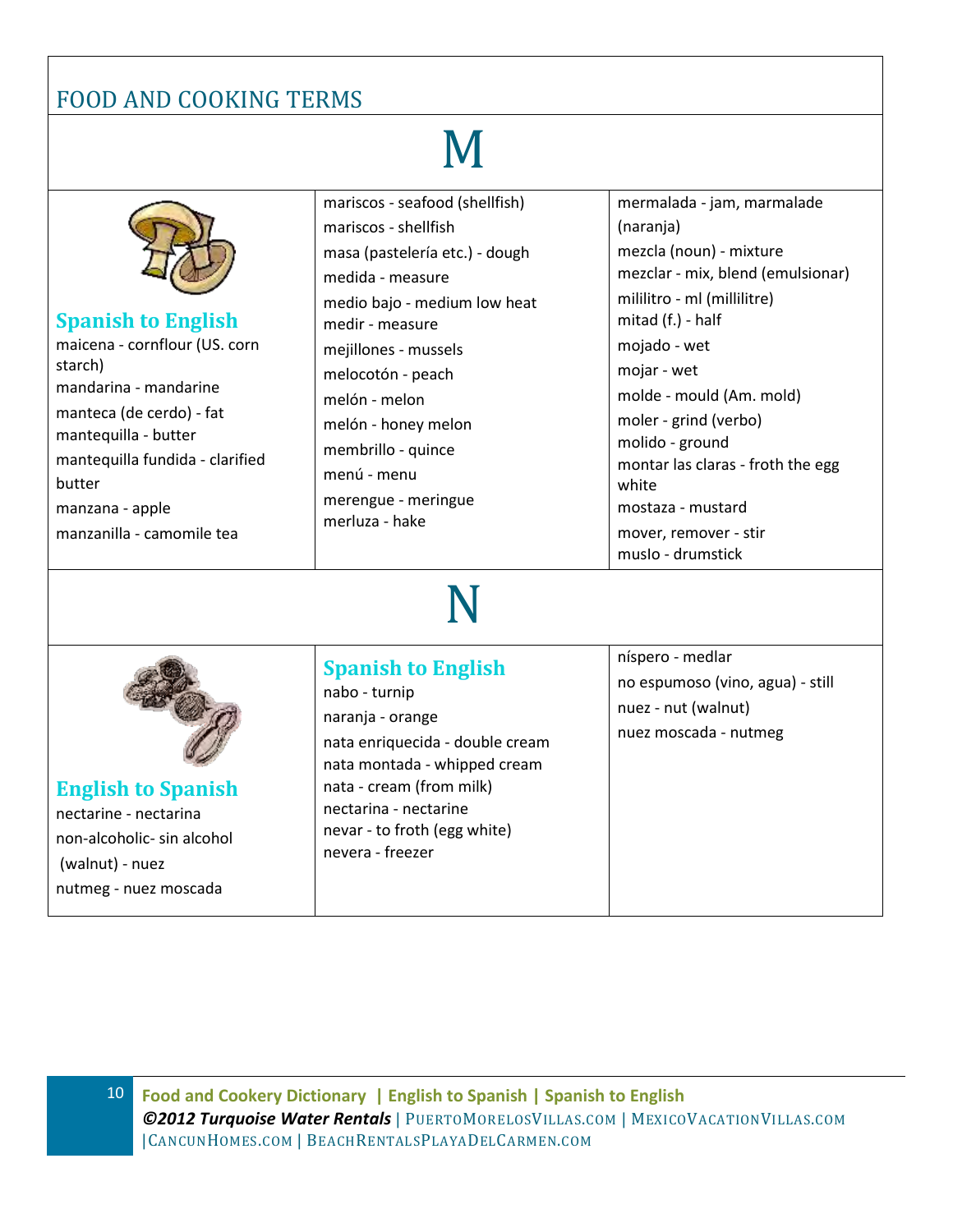# FOOD AND COOKING TERMS

## M

### Spanish to English

maicena - cornflour (US. corn starch)
mandarina - mandarine
manteca (de cerdo) - fat
mantequilla - butter
mantequilla fundida - clarified butter
manzana - apple
manzanilla - camomile tea
mariscos - seafood (shellfish)
mariscos - shellfish
masa (pastelería etc.) - dough
medida - measure
medio bajo - medium low heat
medir - measure
mejillones - mussels
melocotón - peach
melón - melon
melón - honey melon
membrillo - quince
menú - menu
merengue - meringue
merluza - hake
mermalada - jam, marmalade (naranja)
mezcla (noun) - mixture
mezclar - mix, blend (emulsionar)
mililitro - ml (millilitre)
mitad (f.) - half
mojado - wet
mojar - wet
molde - mould (Am. mold)
moler - grind (verbo)
molido - ground
montar las claras - froth the egg white
mostaza - mustard
mover, remover - stir
muslo - drumstick

## N

### English to Spanish

nectarine - nectarina
non-alcoholic- sin alcohol
(walnut) - nuez
nutmeg - nuez moscada

### Spanish to English

nabo - turnip
naranja - orange
nata enriquecida - double cream
nata montada - whipped cream
nata - cream (from milk)
nectarina - nectarine
nevar - to froth (egg white)
nevera - freezer
níspero - medlar
no espumoso (vino, agua) - still
nuez - nut (walnut)
nuez moscada - nutmeg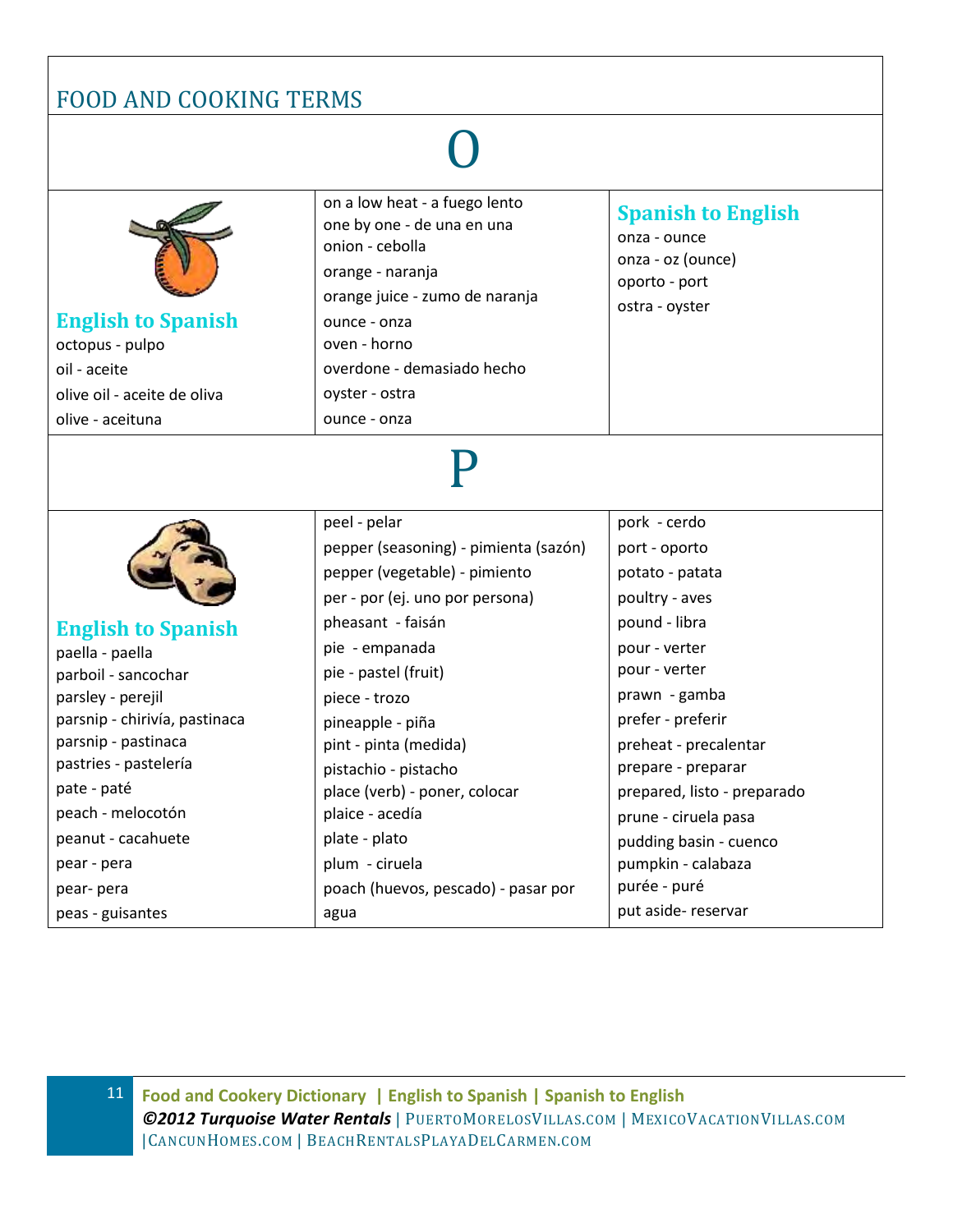## FOOD AND COOKING TERMS

# O

### English to Spanish

octopus - pulpo
oil - aceite
olive oil - aceite de oliva
olive - aceituna
on a low heat - a fuego lento
one by one - de una en una
onion - cebolla
orange - naranja
orange juice - zumo de naranja
ounce - onza
oven - horno
overdone - demasiado hecho
oyster - ostra
ounce - onza

### Spanish to English

onza - ounce
onza - oz (ounce)
oporto - port
ostra - oyster

# P

### English to Spanish

paella - paella
parboil - sancochar
parsley - perejil
parsnip - chirivía, pastinaca
parsnip - pastinaca
pastries - pastelería
pate - paté
peach - melocotón
peanut - cacahuete
pear - pera
pear- pera
peas - guisantes
peel - pelar
pepper (seasoning) - pimienta (sazón)
pepper (vegetable) - pimiento
per - por (ej. uno por persona)
pheasant - faisán
pie - empanada
pie - pastel (fruit)
piece - trozo
pineapple - piña
pint - pinta (medida)
pistachio - pistacho
place (verb) - poner, colocar
plaice - acedía
plate - plato
plum - ciruela
poach (huevos, pescado) - pasar por agua
pork - cerdo
port - oporto
potato - patata
poultry - aves
pound - libra
pour - verter
pour - verter
prawn - gamba
prefer - preferir
preheat - precalentar
prepare - preparar
prepared, listo - preparado
prune - ciruela pasa
pudding basin - cuenco
pumpkin - calabaza
purée - puré
put aside- reservar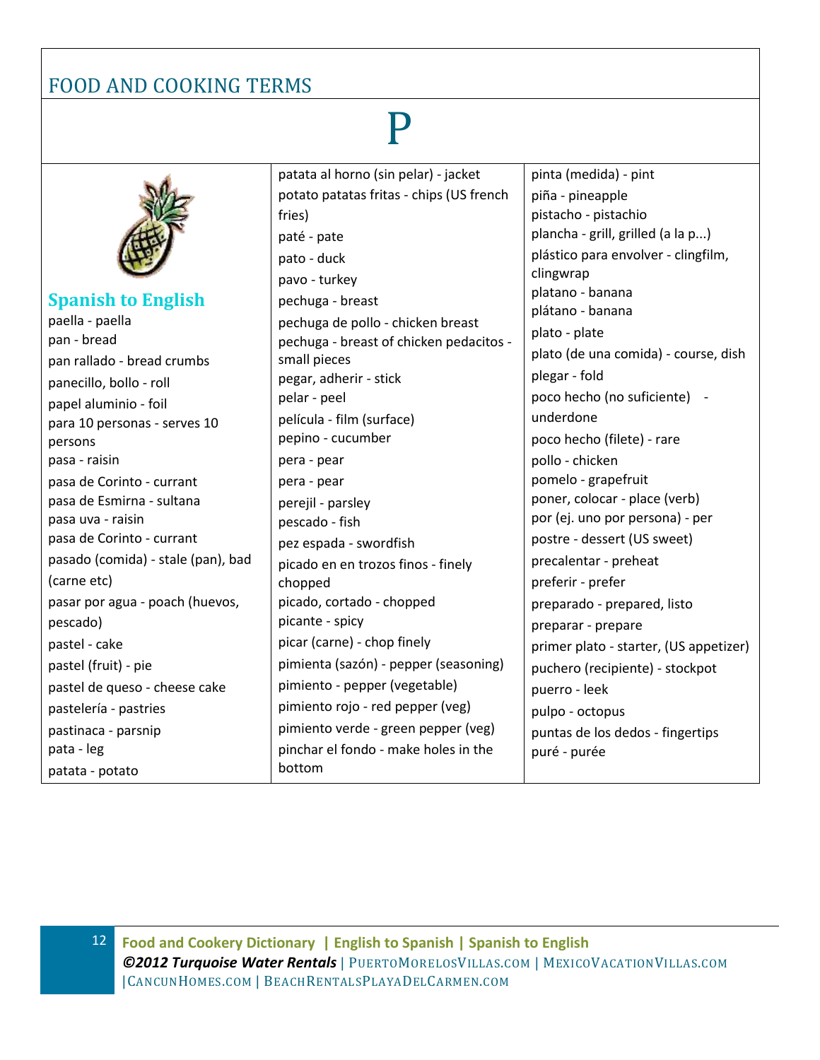# FOOD AND COOKING TERMS

# P

## Spanish to English

paella - paella
pan - bread
pan rallado - bread crumbs
panecillo, bollo - roll
papel aluminio - foil
para 10 personas - serves 10 persons
pasa - raisin
pasa de Corinto - currant
pasa de Esmirna - sultana
pasa uva - raisin
pasa de Corinto - currant
pasado (comida) - stale (pan), bad (carne etc)
pasar por agua - poach (huevos, pescado)
pastel - cake
pastel (fruit) - pie
pastel de queso - cheese cake
pastelería - pastries
pastinaca - parsnip
pata - leg
patata - potato
patata al horno (sin pelar) - jacket potato patatas fritas - chips (US french fries)
paté - pate
pato - duck
pavo - turkey
pechuga - breast
pechuga de pollo - chicken breast
pechuga - breast of chicken pedacitos - small pieces
pegar, adherir - stick
pelar - peel
película - film (surface)
pepino - cucumber
pera - pear
pera - pear
perejil - parsley
pescado - fish
pez espada - swordfish
picado en en trozos finos - finely chopped
picado, cortado - chopped
picante - spicy
picar (carne) - chop finely
pimienta (sazón) - pepper (seasoning)
pimiento - pepper (vegetable)
pimiento rojo - red pepper (veg)
pimiento verde - green pepper (veg)
pinchar el fondo - make holes in the bottom
pinta (medida) - pint
piña - pineapple
pistacho - pistachio
plancha - grill, grilled (a la p...)
plástico para envolver - clingfilm, clingwrap
platano - banana
plátano - banana
plato - plate
plato (de una comida) - course, dish
plegar - fold
poco hecho (no suficiente) - underdone
poco hecho (filete) - rare
pollo - chicken
pomelo - grapefruit
poner, colocar - place (verb)
por (ej. uno por persona) - per
postre - dessert (US sweet)
precalentar - preheat
preferir - prefer
preparado - prepared, listo
preparar - prepare
primer plato - starter, (US appetizer)
puchero (recipiente) - stockpot
puerro - leek
pulpo - octopus
puntas de los dedos - fingertips
puré - purée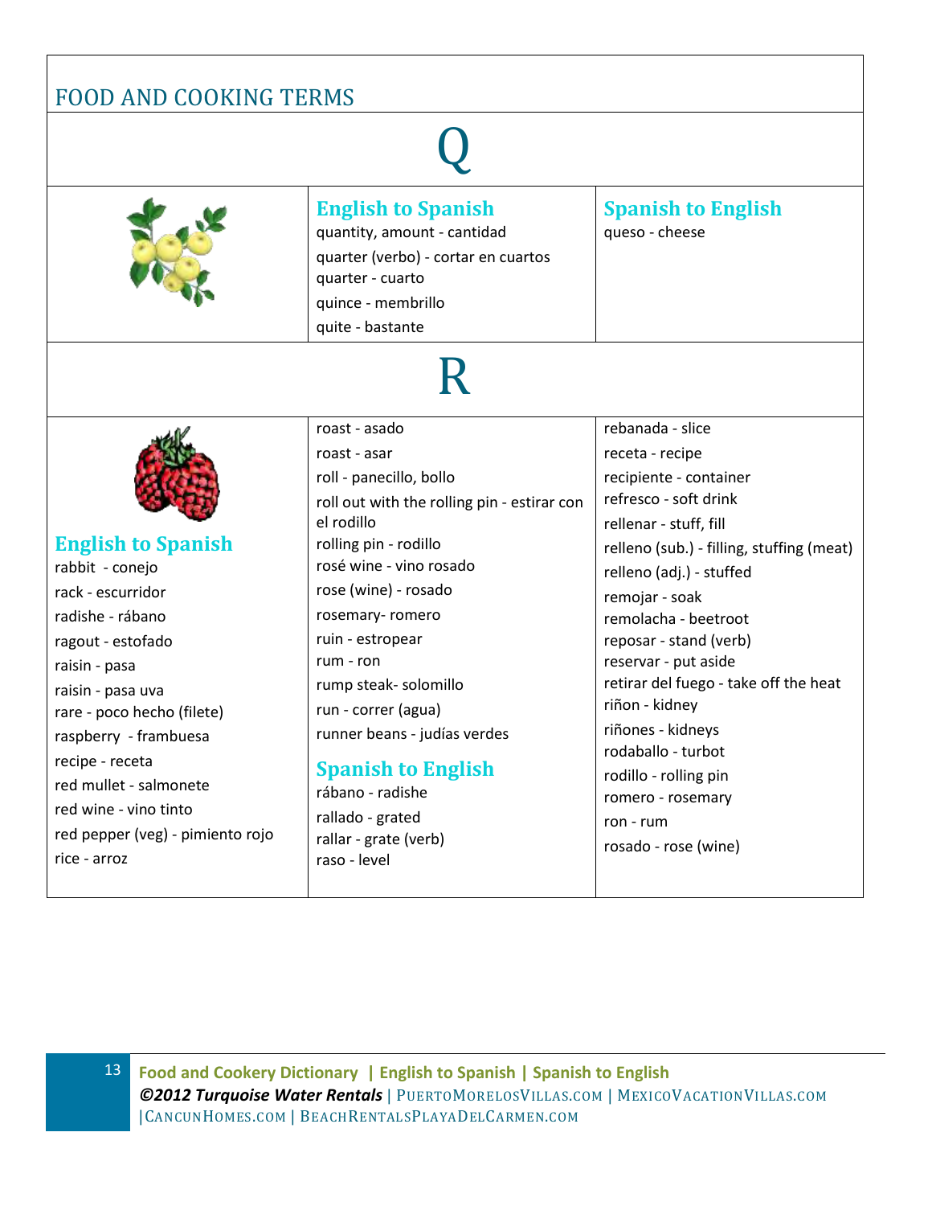# FOOD AND COOKING TERMS

## Q

### English to Spanish

quantity, amount - cantidad

quarter (verbo) - cortar en cuartos

quarter - cuarto

quince - membrillo

quite - bastante

### Spanish to English

queso - cheese

## R

### English to Spanish

rabbit - conejo

rack - escurridor

radishe - rábano

ragout - estofado

raisin - pasa

raisin - pasa uva

rare - poco hecho (filete)

raspberry - frambuesa

recipe - receta

red mullet - salmonete

red wine - vino tinto

red pepper (veg) - pimiento rojo

rice - arroz

roast - asado

roast - asar

roll - panecillo, bollo

roll out with the rolling pin - estirar con el rodillo

rolling pin - rodillo

rosé wine - vino rosado

rose (wine) - rosado

rosemary- romero

ruin - estropear

rum - ron

rump steak- solomillo

run - correr (agua)

runner beans - judías verdes

### Spanish to English

rábano - radishe

rallado - grated

rallar - grate (verb)

raso - level

rebanada - slice

receta - recipe

recipiente - container

refresco - soft drink

rellenar - stuff, fill

relleno (sub.) - filling, stuffing (meat)

relleno (adj.) - stuffed

remojar - soak

remolacha - beetroot

reposar - stand (verb)

reservar - put aside

retirar del fuego - take off the heat

riñon - kidney

riñones - kidneys

rodaballo - turbot

rodillo - rolling pin

romero - rosemary

ron - rum

rosado - rose (wine)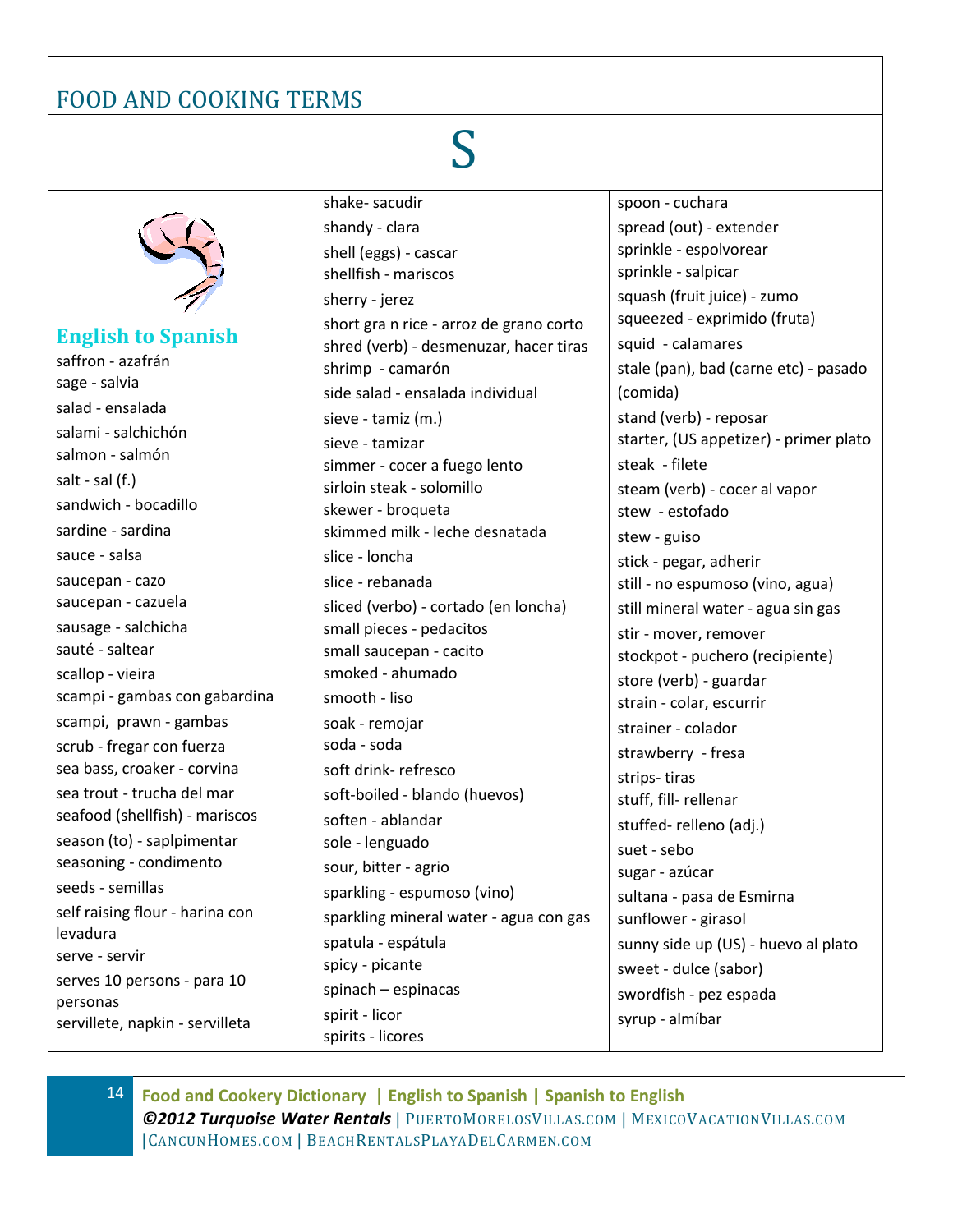# FOOD AND COOKING TERMS

# S

## English to Spanish

saffron - azafrán
sage - salvia
salad - ensalada
salami - salchichón
salmon - salmón
salt - sal (f.)
sandwich - bocadillo
sardine - sardina
sauce - salsa
saucepan - cazo
saucepan - cazuela
sausage - salchicha
sauté - saltear
scallop - vieira
scampi - gambas con gabardina
scampi, prawn - gambas
scrub - fregar con fuerza
sea bass, croaker - corvina
sea trout - trucha del mar
seafood (shellfish) - mariscos
season (to) - saplpimentar
seasoning - condimento
seeds - semillas
self raising flour - harina con levadura
serve - servir
serves 10 persons - para 10 personas
servillete, napkin - servilleta
shake- sacudir
shandy - clara
shell (eggs) - cascar
shellfish - mariscos
sherry - jerez
short gra n rice - arroz de grano corto
shred (verb) - desmenuzar, hacer tiras
shrimp - camarón
side salad - ensalada individual
sieve - tamiz (m.)
sieve - tamizar
simmer - cocer a fuego lento
sirloin steak - solomillo
skewer - broqueta
skimmed milk - leche desnatada
slice - loncha
slice - rebanada
sliced (verbo) - cortado (en loncha)
small pieces - pedacitos
small saucepan - cacito
smoked - ahumado
smooth - liso
soak - remojar
soda - soda
soft drink- refresco
soft-boiled - blando (huevos)
soften - ablandar
sole - lenguado
sour, bitter - agrio
sparkling - espumoso (vino)
sparkling mineral water - agua con gas
spatula - espátula
spicy - picante
spinach – espinacas
spirit - licor
spirits - licores
spoon - cuchara
spread (out) - extender
sprinkle - espolvorear
sprinkle - salpicar
squash (fruit juice) - zumo
squeezed - exprimido (fruta)
squid - calamares
stale (pan), bad (carne etc) - pasado (comida)
stand (verb) - reposar
starter, (US appetizer) - primer plato
steak - filete
steam (verb) - cocer al vapor
stew - estofado
stew - guiso
stick - pegar, adherir
still - no espumoso (vino, agua)
still mineral water - agua sin gas
stir - mover, remover
stockpot - puchero (recipiente)
store (verb) - guardar
strain - colar, escurrir
strainer - colador
strawberry - fresa
strips- tiras
stuff, fill- rellenar
stuffed- relleno (adj.)
suet - sebo
sugar - azúcar
sultana - pasa de Esmirna
sunflower - girasol
sunny side up (US) - huevo al plato
sweet - dulce (sabor)
swordfish - pez espada
syrup - almíbar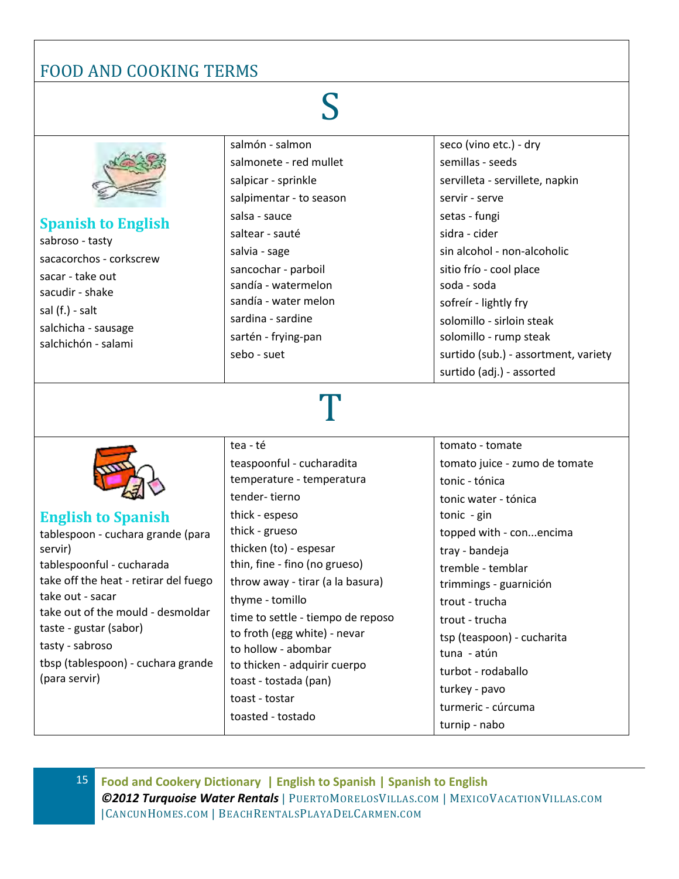# FOOD AND COOKING TERMS

## S

### Spanish to English

sabroso - tasty
sacacorchos - corkscrew
sacar - take out
sacudir - shake
sal (f.) - salt
salchicha - sausage
salchichón - salami
salmón - salmon
salmonete - red mullet
salpicar - sprinkle
salpimentar - to season
salsa - sauce
saltear - sauté
salvia - sage
sancochar - parboil
sandía - watermelon
sandía - water melon
sardina - sardine
sartén - frying-pan
sebo - suet
seco (vino etc.) - dry
semillas - seeds
servilleta - servillete, napkin
servir - serve
setas - fungi
sidra - cider
sin alcohol - non-alcoholic
sitio frío - cool place
soda - soda
sofreír - lightly fry
solomillo - sirloin steak
solomillo - rump steak
surtido (sub.) - assortment, variety
surtido (adj.) - assorted

## T

### English to Spanish

tablespoon - cuchara grande (para servir)
tablespoonful - cucharada
take off the heat - retirar del fuego
take out - sacar
take out of the mould - desmoldar
taste - gustar (sabor)
tasty - sabroso
tbsp (tablespoon) - cuchara grande (para servir)
tea - té
teaspoonful - cucharadita
temperature - temperatura
tender- tierno
thick - espeso
thick - grueso
thicken (to) - espesar
thin, fine - fino (no grueso)
throw away - tirar (a la basura)
thyme - tomillo
time to settle - tiempo de reposo
to froth (egg white) - nevar
to hollow - abombar
to thicken - adquirir cuerpo
toast - tostada (pan)
toast - tostar
toasted - tostado
tomato - tomate
tomato juice - zumo de tomate
tonic - tónica
tonic water - tónica
tonic - gin
topped with - con...encima
tray - bandeja
tremble - temblar
trimmings - guarnición
trout - trucha
trout - trucha
tsp (teaspoon) - cucharita
tuna - atún
turbot - rodaballo
turkey - pavo
turmeric - cúrcuma
turnip - nabo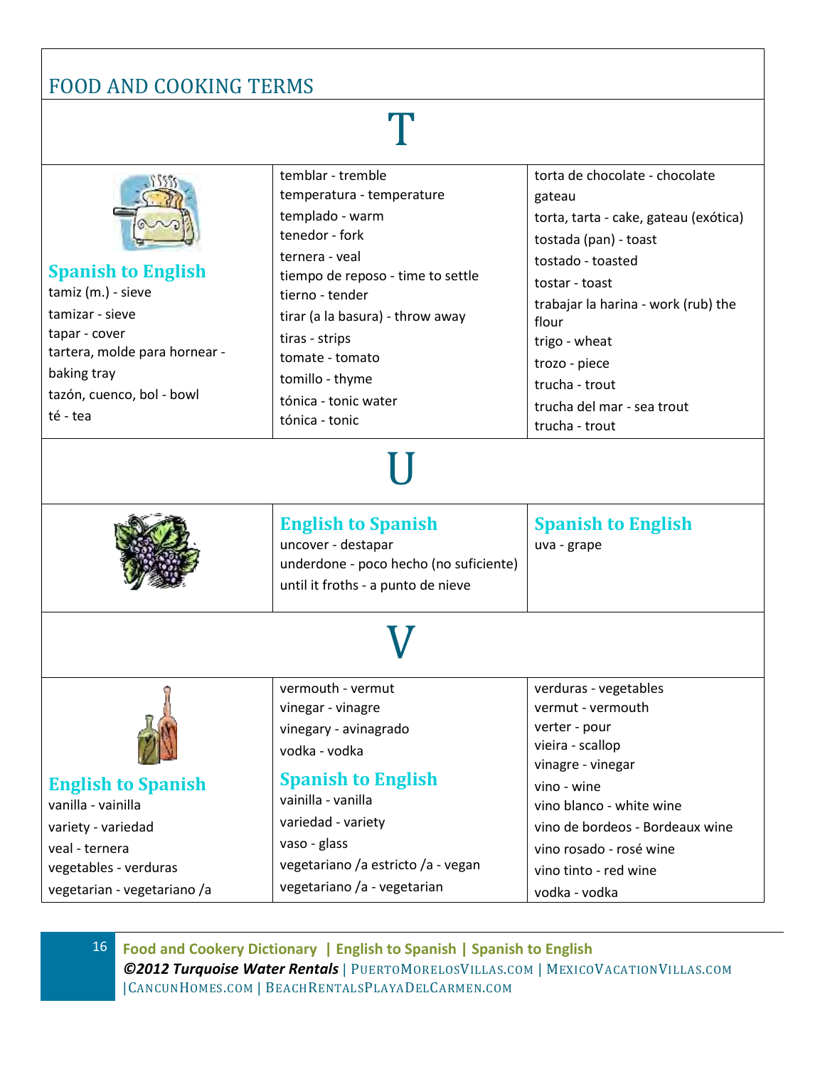# FOOD AND COOKING TERMS

## T

### Spanish to English

tamiz (m.) - sieve
tamizar - sieve
tapar - cover
tartera, molde para hornear - baking tray
tazón, cuenco, bol - bowl
té - tea
temblar - tremble
temperatura - temperature
templado - warm
tenedor - fork
ternera - veal
tiempo de reposo - time to settle
tierno - tender
tirar (a la basura) - throw away
tiras - strips
tomate - tomato
tomillo - thyme
tónica - tonic water
tónica - tonic
torta de chocolate - chocolate gateau
torta, tarta - cake, gateau (exótica)
tostada (pan) - toast
tostado - toasted
tostar - toast
trabajar la harina - work (rub) the flour
trigo - wheat
trozo - piece
trucha - trout
trucha del mar - sea trout
trucha - trout

## U

### English to Spanish

uncover - destapar
underdone - poco hecho (no suficiente)
until it froths - a punto de nieve

### Spanish to English

uva - grape

## V

### English to Spanish

vanilla - vainilla
variety - variedad
veal - ternera
vegetables - verduras
vegetarian - vegetariano /a
vermouth - vermut
vinegar - vinagre
vinegary - avinagrado
vodka - vodka

### Spanish to English

vainilla - vanilla
variedad - variety
vaso - glass
vegetariano /a estricto /a - vegan
vegetariano /a - vegetarian
verduras - vegetables
vermut - vermouth
verter - pour
vieira - scallop
vinagre - vinegar
vino - wine
vino blanco - white wine
vino de bordeos - Bordeaux wine
vino rosado - rosé wine
vino tinto - red wine
vodka - vodka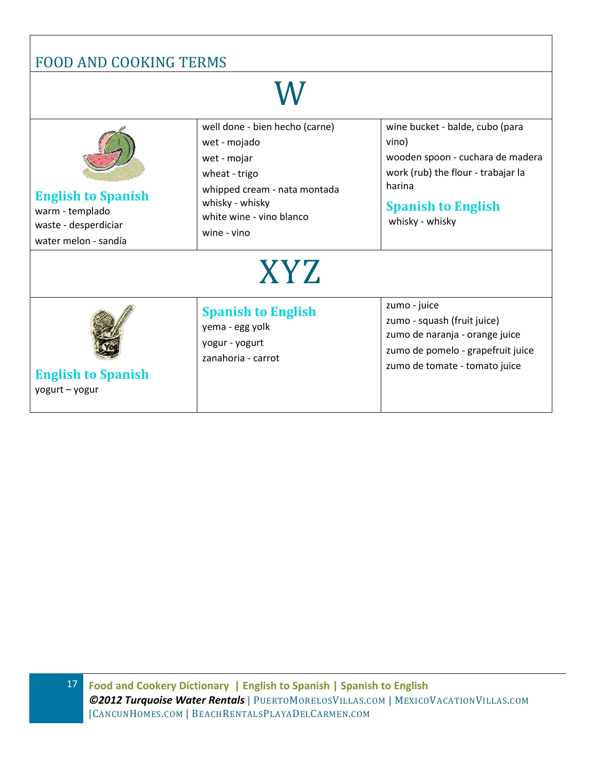# FOOD AND COOKING TERMS

## W

### English to Spanish

warm - templado

waste - desperdiciar

water melon - sandía

well done - bien hecho (carne)

wet - mojado

wet - mojar

wheat - trigo

whipped cream - nata montada

whisky - whisky

white wine - vino blanco

wine - vino

wine bucket - balde, cubo (para vino)

wooden spoon - cuchara de madera

work (rub) the flour - trabajar la harina

### Spanish to English

whisky - whisky

## XYZ

### English to Spanish

yogurt – yogur

### Spanish to English

yema - egg yolk

yogur - yogurt

zanahoria - carrot

zumo - juice

zumo - squash (fruit juice)

zumo de naranja - orange juice

zumo de pomelo - grapefruit juice

zumo de tomate - tomato juice